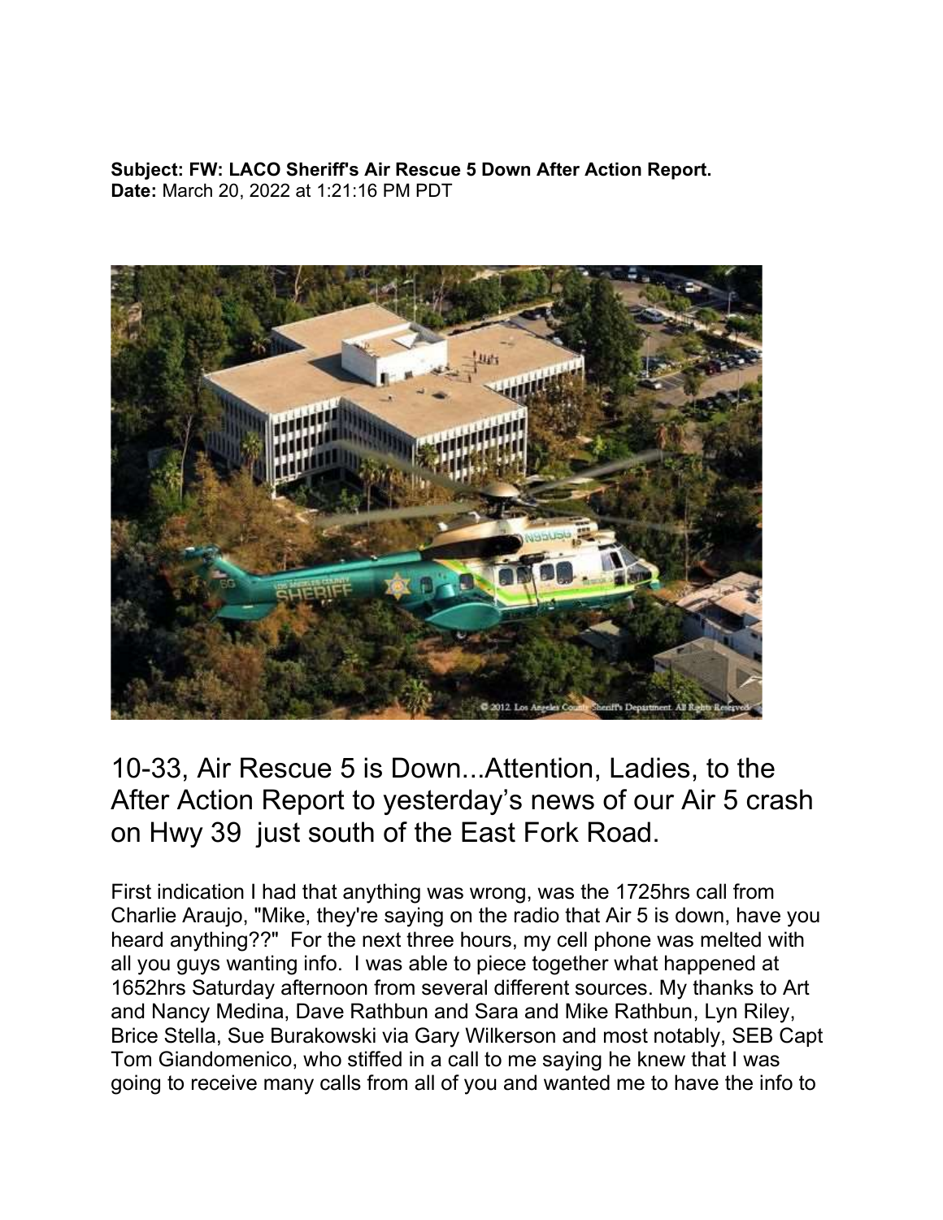**Subject: FW: LACO Sheriff's Air Rescue 5 Down After Action Report.**
**Date:** March 20, 2022 at 1:21:16 PM PDT

## 10-33, Air Rescue 5 is Down...Attention, Ladies, to the After Action Report to yesterday's news of our Air 5 crash on Hwy 39 just south of the East Fork Road.

First indication I had that anything was wrong, was the 1725hrs call from Charlie Araujo, "Mike, they're saying on the radio that Air 5 is down, have you heard anything??" For the next three hours, my cell phone was melted with all you guys wanting info. I was able to piece together what happened at 1652hrs Saturday afternoon from several different sources. My thanks to Art and Nancy Medina, Dave Rathbun and Sara and Mike Rathbun, Lyn Riley, Brice Stella, Sue Burakowski via Gary Wilkerson and most notably, SEB Capt Tom Giandomenico, who stiffed in a call to me saying he knew that I was going to receive many calls from all of you and wanted me to have the info to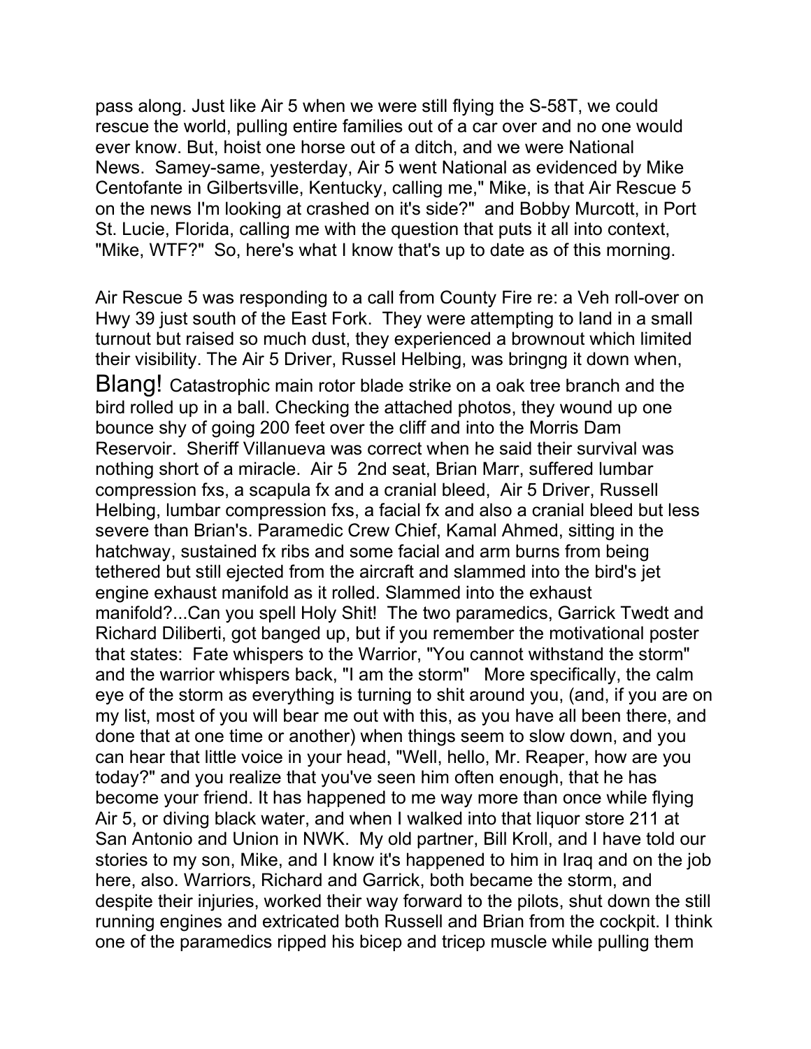pass along. Just like Air 5 when we were still flying the S-58T, we could rescue the world, pulling entire families out of a car over and no one would ever know. But, hoist one horse out of a ditch, and we were National News. Samey-same, yesterday, Air 5 went National as evidenced by Mike Centofante in Gilbertsville, Kentucky, calling me," Mike, is that Air Rescue 5 on the news I'm looking at crashed on it's side?" and Bobby Murcott, in Port St. Lucie, Florida, calling me with the question that puts it all into context, "Mike, WTF?" So, here's what I know that's up to date as of this morning.

Air Rescue 5 was responding to a call from County Fire re: a Veh roll-over on Hwy 39 just south of the East Fork. They were attempting to land in a small turnout but raised so much dust, they experienced a brownout which limited their visibility. The Air 5 Driver, Russel Helbing, was bringng it down when, Blang! Catastrophic main rotor blade strike on a oak tree branch and the bird rolled up in a ball. Checking the attached photos, they wound up one bounce shy of going 200 feet over the cliff and into the Morris Dam Reservoir. Sheriff Villanueva was correct when he said their survival was nothing short of a miracle. Air 5 2nd seat, Brian Marr, suffered lumbar compression fxs, a scapula fx and a cranial bleed, Air 5 Driver, Russell Helbing, lumbar compression fxs, a facial fx and also a cranial bleed but less severe than Brian's. Paramedic Crew Chief, Kamal Ahmed, sitting in the hatchway, sustained fx ribs and some facial and arm burns from being tethered but still ejected from the aircraft and slammed into the bird's jet engine exhaust manifold as it rolled. Slammed into the exhaust manifold?...Can you spell Holy Shit! The two paramedics, Garrick Twedt and Richard Diliberti, got banged up, but if you remember the motivational poster that states: Fate whispers to the Warrior, "You cannot withstand the storm" and the warrior whispers back, "I am the storm" More specifically, the calm eye of the storm as everything is turning to shit around you, (and, if you are on my list, most of you will bear me out with this, as you have all been there, and done that at one time or another) when things seem to slow down, and you can hear that little voice in your head, "Well, hello, Mr. Reaper, how are you today?" and you realize that you've seen him often enough, that he has become your friend. It has happened to me way more than once while flying Air 5, or diving black water, and when I walked into that liquor store 211 at San Antonio and Union in NWK. My old partner, Bill Kroll, and I have told our stories to my son, Mike, and I know it's happened to him in Iraq and on the job here, also. Warriors, Richard and Garrick, both became the storm, and despite their injuries, worked their way forward to the pilots, shut down the still running engines and extricated both Russell and Brian from the cockpit. I think one of the paramedics ripped his bicep and tricep muscle while pulling them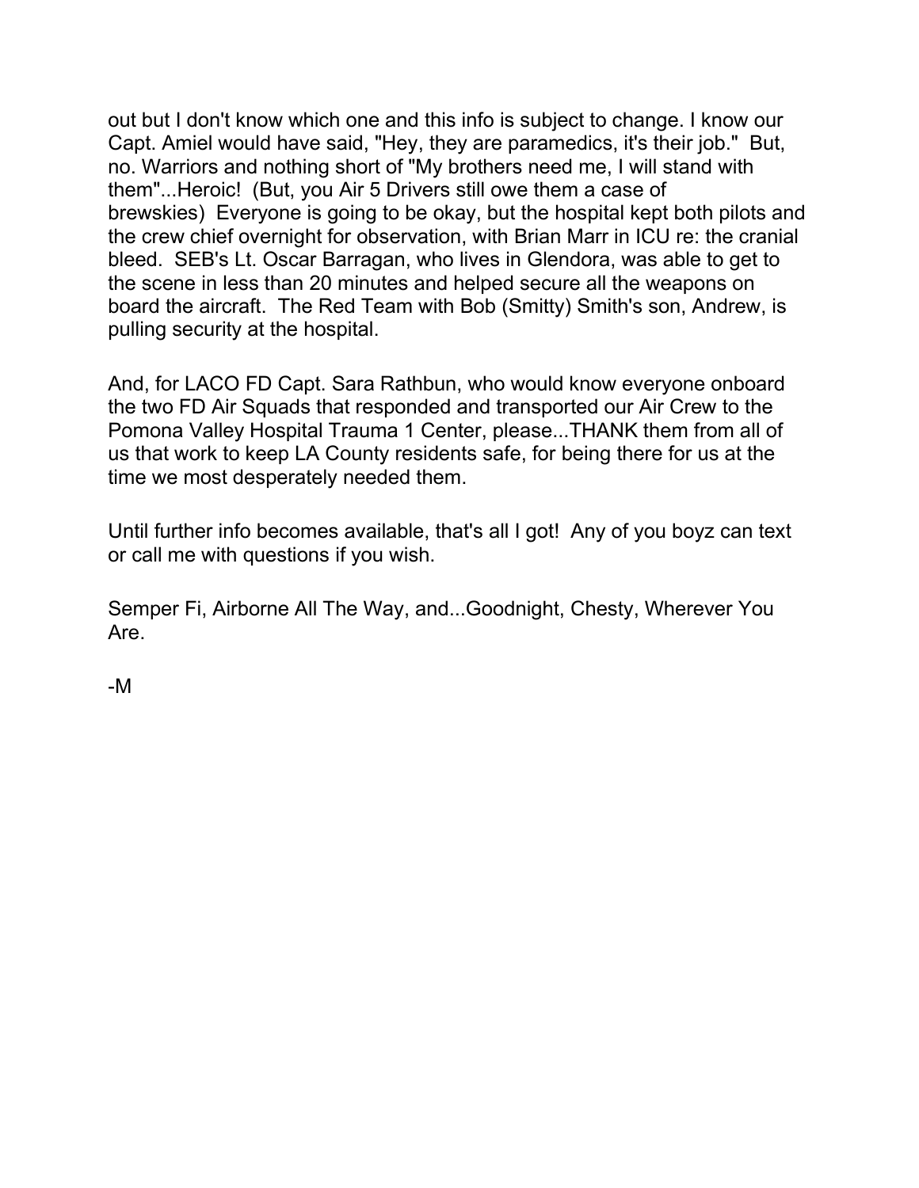out but I don't know which one and this info is subject to change. I know our Capt. Amiel would have said, "Hey, they are paramedics, it's their job." But, no. Warriors and nothing short of "My brothers need me, I will stand with them"...Heroic! (But, you Air 5 Drivers still owe them a case of brewskies) Everyone is going to be okay, but the hospital kept both pilots and the crew chief overnight for observation, with Brian Marr in ICU re: the cranial bleed. SEB's Lt. Oscar Barragan, who lives in Glendora, was able to get to the scene in less than 20 minutes and helped secure all the weapons on board the aircraft. The Red Team with Bob (Smitty) Smith's son, Andrew, is pulling security at the hospital.

And, for LACO FD Capt. Sara Rathbun, who would know everyone onboard the two FD Air Squads that responded and transported our Air Crew to the Pomona Valley Hospital Trauma 1 Center, please...THANK them from all of us that work to keep LA County residents safe, for being there for us at the time we most desperately needed them.

Until further info becomes available, that's all I got! Any of you boyz can text or call me with questions if you wish.

Semper Fi, Airborne All The Way, and...Goodnight, Chesty, Wherever You Are.

-M